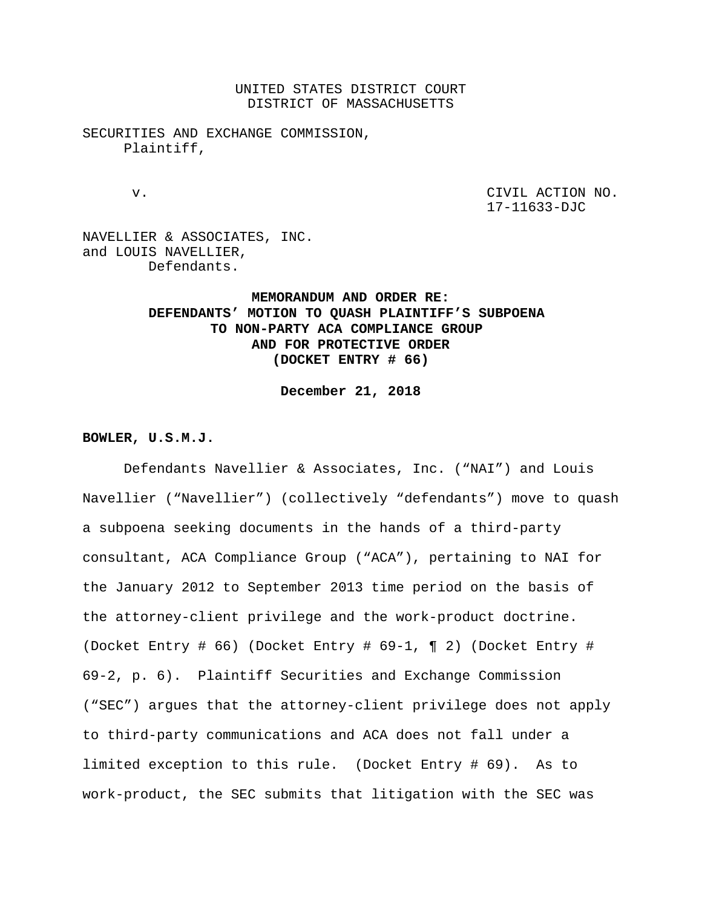UNITED STATES DISTRICT COURT
DISTRICT OF MASSACHUSETTS

SECURITIES AND EXCHANGE COMMISSION,
Plaintiff,

v.

CIVIL ACTION NO. 17-11633-DJC

NAVELLIER & ASSOCIATES, INC. and LOUIS NAVELLIER,
Defendants.

**MEMORANDUM AND ORDER RE: DEFENDANTS' MOTION TO QUASH PLAINTIFF'S SUBPOENA TO NON-PARTY ACA COMPLIANCE GROUP AND FOR PROTECTIVE ORDER (DOCKET ENTRY # 66)**

**December 21, 2018**

**BOWLER, U.S.M.J.**

Defendants Navellier & Associates, Inc. ("NAI") and Louis Navellier ("Navellier") (collectively "defendants") move to quash a subpoena seeking documents in the hands of a third-party consultant, ACA Compliance Group ("ACA"), pertaining to NAI for the January 2012 to September 2013 time period on the basis of the attorney-client privilege and the work-product doctrine. (Docket Entry # 66) (Docket Entry # 69-1, ¶ 2) (Docket Entry # 69-2, p. 6). Plaintiff Securities and Exchange Commission ("SEC") argues that the attorney-client privilege does not apply to third-party communications and ACA does not fall under a limited exception to this rule. (Docket Entry # 69). As to work-product, the SEC submits that litigation with the SEC was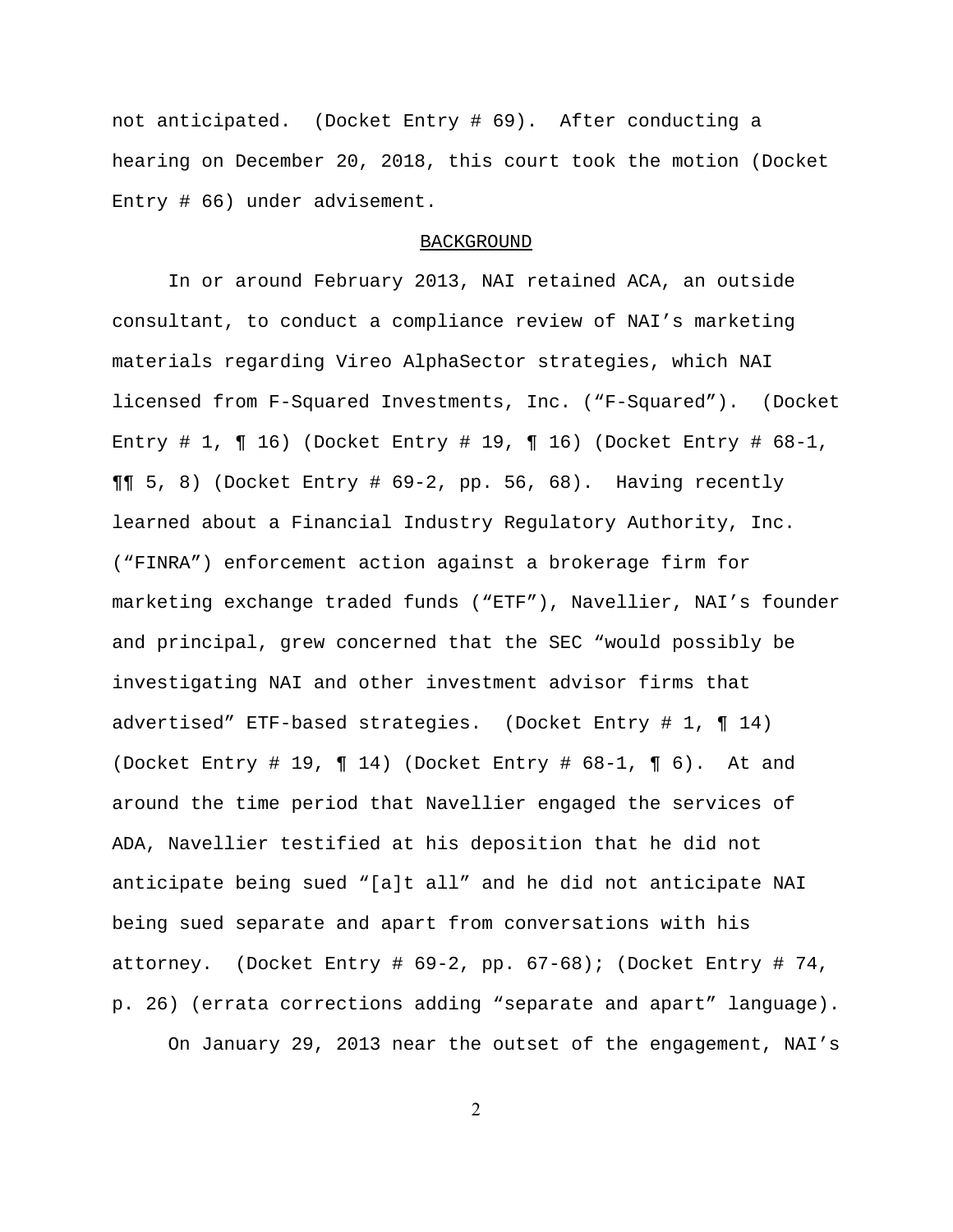not anticipated. (Docket Entry # 69). After conducting a hearing on December 20, 2018, this court took the motion (Docket Entry # 66) under advisement.

## BACKGROUND

In or around February 2013, NAI retained ACA, an outside consultant, to conduct a compliance review of NAI's marketing materials regarding Vireo AlphaSector strategies, which NAI licensed from F-Squared Investments, Inc. ("F-Squared"). (Docket Entry # 1, ¶ 16) (Docket Entry # 19, ¶ 16) (Docket Entry # 68-1, ¶¶ 5, 8) (Docket Entry # 69-2, pp. 56, 68). Having recently learned about a Financial Industry Regulatory Authority, Inc. ("FINRA") enforcement action against a brokerage firm for marketing exchange traded funds ("ETF"), Navellier, NAI's founder and principal, grew concerned that the SEC "would possibly be investigating NAI and other investment advisor firms that advertised" ETF-based strategies. (Docket Entry # 1, ¶ 14) (Docket Entry # 19, ¶ 14) (Docket Entry # 68-1, ¶ 6). At and around the time period that Navellier engaged the services of ADA, Navellier testified at his deposition that he did not anticipate being sued "[a]t all" and he did not anticipate NAI being sued separate and apart from conversations with his attorney. (Docket Entry # 69-2, pp. 67-68); (Docket Entry # 74, p. 26) (errata corrections adding "separate and apart" language).

On January 29, 2013 near the outset of the engagement, NAI's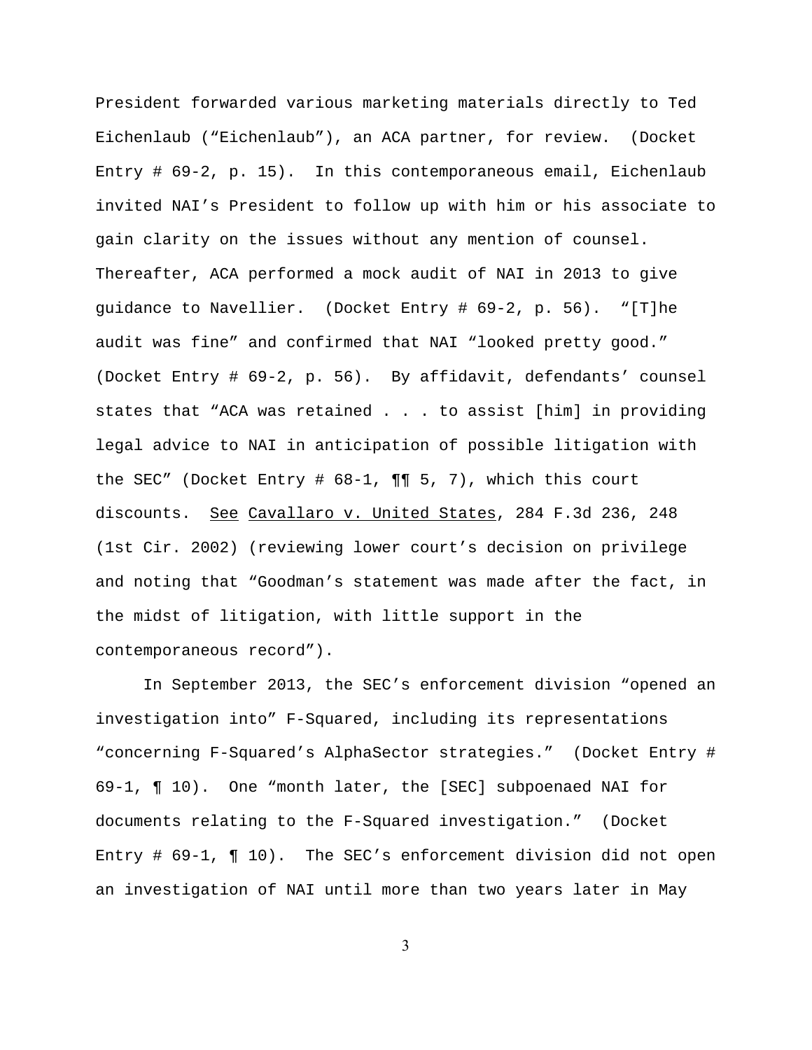President forwarded various marketing materials directly to Ted Eichenlaub ("Eichenlaub"), an ACA partner, for review. (Docket Entry # 69-2, p. 15). In this contemporaneous email, Eichenlaub invited NAI's President to follow up with him or his associate to gain clarity on the issues without any mention of counsel. Thereafter, ACA performed a mock audit of NAI in 2013 to give guidance to Navellier. (Docket Entry # 69-2, p. 56). "[T]he audit was fine" and confirmed that NAI "looked pretty good." (Docket Entry # 69-2, p. 56). By affidavit, defendants' counsel states that "ACA was retained . . . to assist [him] in providing legal advice to NAI in anticipation of possible litigation with the SEC" (Docket Entry # 68-1, ¶¶ 5, 7), which this court discounts. See Cavallaro v. United States, 284 F.3d 236, 248 (1st Cir. 2002) (reviewing lower court's decision on privilege and noting that "Goodman's statement was made after the fact, in the midst of litigation, with little support in the contemporaneous record").

In September 2013, the SEC's enforcement division "opened an investigation into" F-Squared, including its representations "concerning F-Squared's AlphaSector strategies." (Docket Entry # 69-1, ¶ 10). One "month later, the [SEC] subpoenaed NAI for documents relating to the F-Squared investigation." (Docket Entry # 69-1, ¶ 10). The SEC's enforcement division did not open an investigation of NAI until more than two years later in May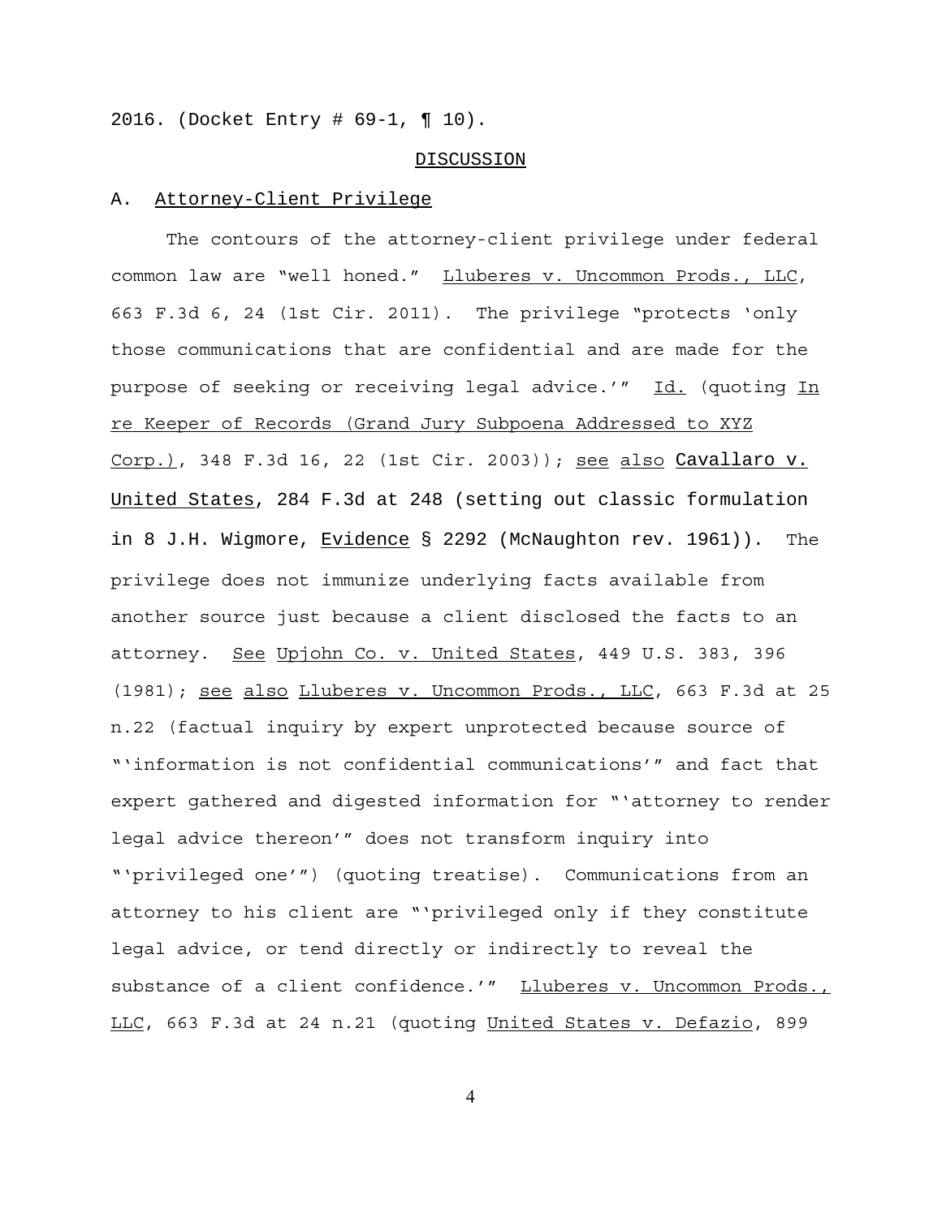2016. (Docket Entry # 69-1, ¶ 10).

DISCUSSION

A. Attorney-Client Privilege

The contours of the attorney-client privilege under federal common law are "well honed." Lluberes v. Uncommon Prods., LLC, 663 F.3d 6, 24 (1st Cir. 2011). The privilege "protects 'only those communications that are confidential and are made for the purpose of seeking or receiving legal advice.'" Id. (quoting In re Keeper of Records (Grand Jury Subpoena Addressed to XYZ Corp.), 348 F.3d 16, 22 (1st Cir. 2003)); see also Cavallaro v. United States, 284 F.3d at 248 (setting out classic formulation in 8 J.H. Wigmore, Evidence § 2292 (McNaughton rev. 1961)). The privilege does not immunize underlying facts available from another source just because a client disclosed the facts to an attorney. See Upjohn Co. v. United States, 449 U.S. 383, 396 (1981); see also Lluberes v. Uncommon Prods., LLC, 663 F.3d at 25 n.22 (factual inquiry by expert unprotected because source of "'information is not confidential communications'" and fact that expert gathered and digested information for "'attorney to render legal advice thereon'" does not transform inquiry into "'privileged one'") (quoting treatise). Communications from an attorney to his client are "'privileged only if they constitute legal advice, or tend directly or indirectly to reveal the substance of a client confidence.'" Lluberes v. Uncommon Prods., LLC, 663 F.3d at 24 n.21 (quoting United States v. Defazio, 899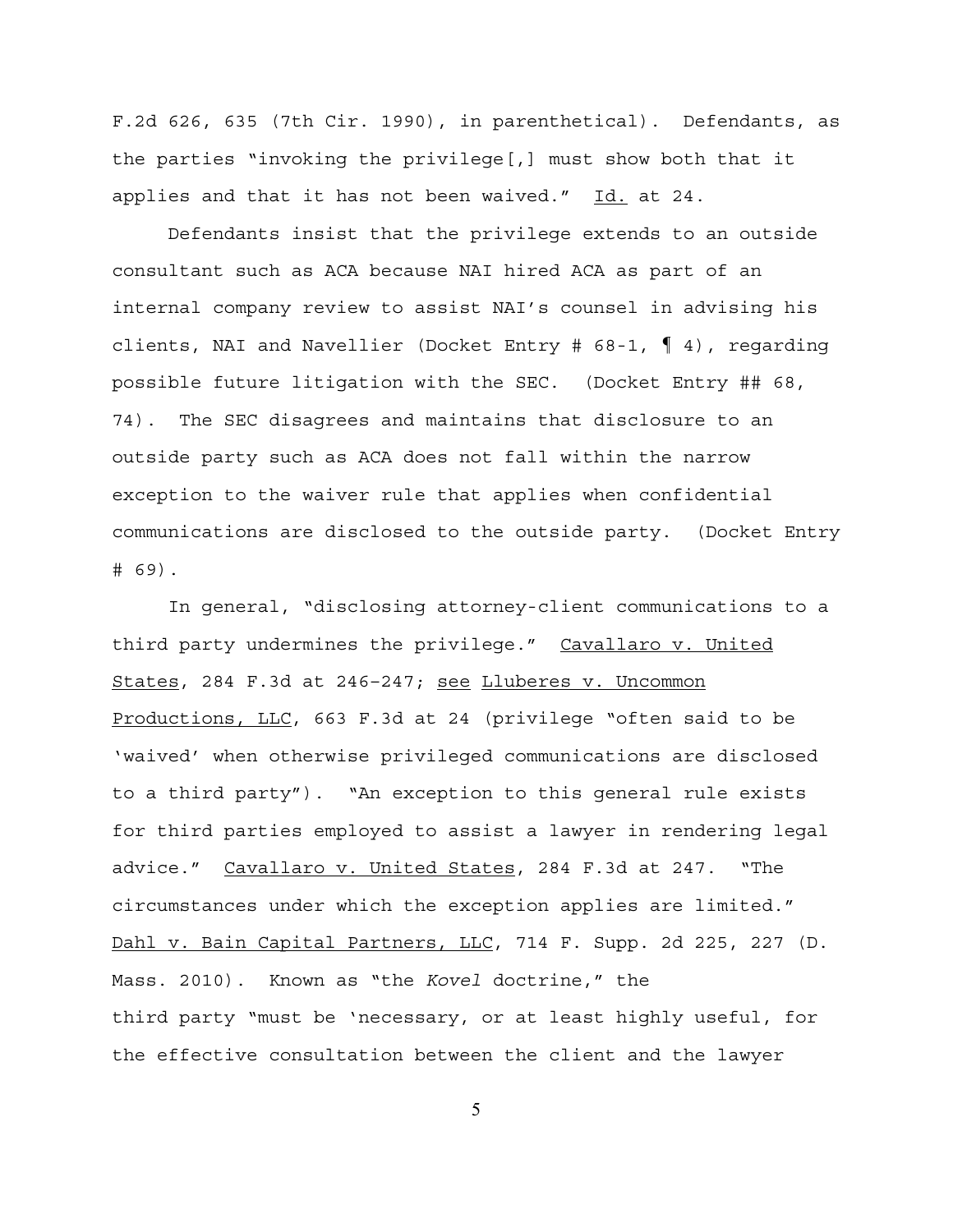F.2d 626, 635 (7th Cir. 1990), in parenthetical). Defendants, as the parties "invoking the privilege[,] must show both that it applies and that it has not been waived." Id. at 24.

Defendants insist that the privilege extends to an outside consultant such as ACA because NAI hired ACA as part of an internal company review to assist NAI's counsel in advising his clients, NAI and Navellier (Docket Entry # 68-1, ¶ 4), regarding possible future litigation with the SEC. (Docket Entry ## 68, 74). The SEC disagrees and maintains that disclosure to an outside party such as ACA does not fall within the narrow exception to the waiver rule that applies when confidential communications are disclosed to the outside party. (Docket Entry # 69).

In general, "disclosing attorney-client communications to a third party undermines the privilege." Cavallaro v. United States, 284 F.3d at 246-247; see Lluberes v. Uncommon Productions, LLC, 663 F.3d at 24 (privilege "often said to be 'waived' when otherwise privileged communications are disclosed to a third party"). "An exception to this general rule exists for third parties employed to assist a lawyer in rendering legal advice." Cavallaro v. United States, 284 F.3d at 247. "The circumstances under which the exception applies are limited." Dahl v. Bain Capital Partners, LLC, 714 F. Supp. 2d 225, 227 (D. Mass. 2010). Known as "the *Kovel* doctrine," the third party "must be 'necessary, or at least highly useful, for the effective consultation between the client and the lawyer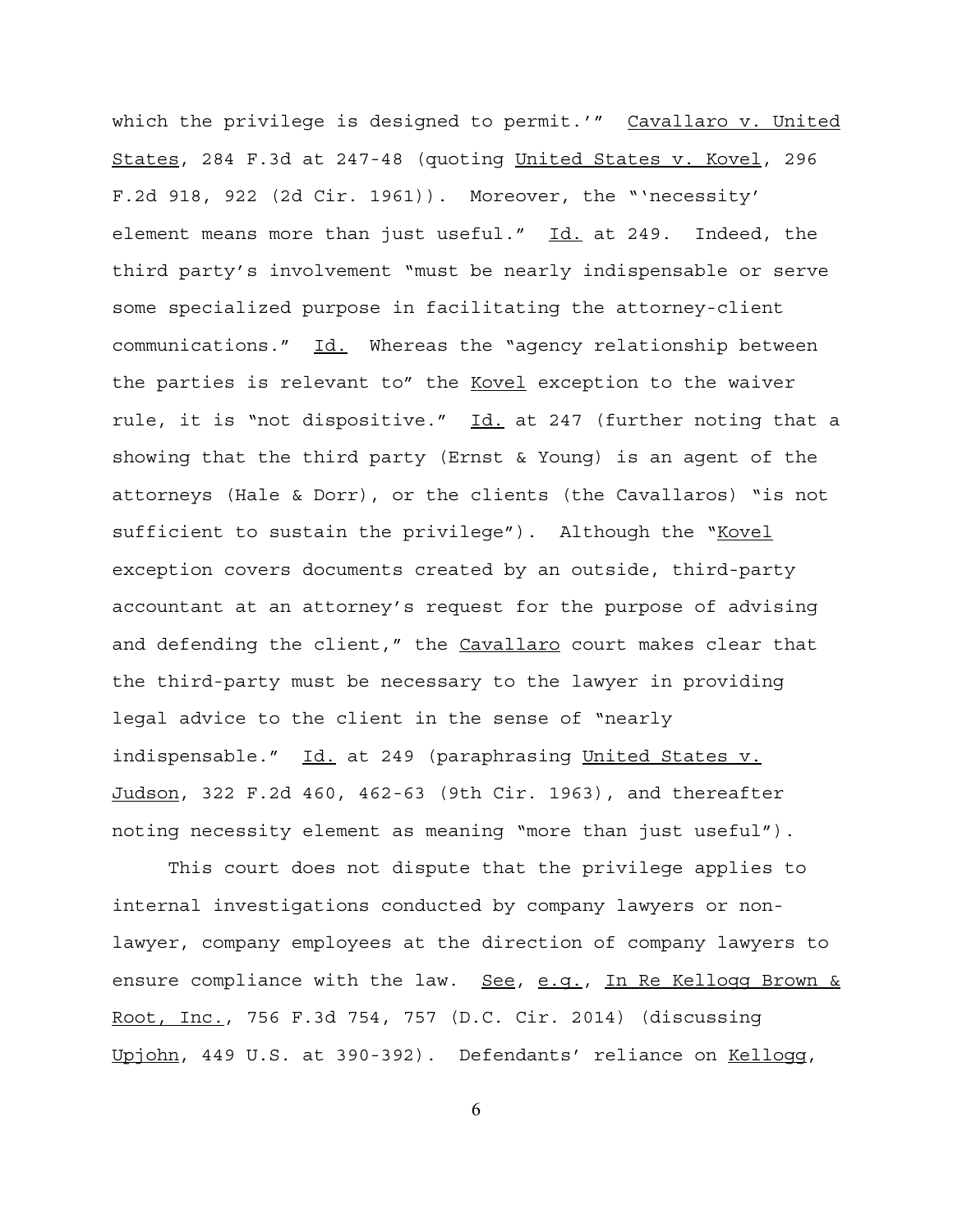which the privilege is designed to permit.'" Cavallaro v. United States, 284 F.3d at 247-48 (quoting United States v. Kovel, 296 F.2d 918, 922 (2d Cir. 1961)). Moreover, the "'necessity' element means more than just useful." Id. at 249. Indeed, the third party's involvement "must be nearly indispensable or serve some specialized purpose in facilitating the attorney-client communications." Id. Whereas the "agency relationship between the parties is relevant to" the Kovel exception to the waiver rule, it is "not dispositive." Id. at 247 (further noting that a showing that the third party (Ernst & Young) is an agent of the attorneys (Hale & Dorr), or the clients (the Cavallaros) "is not sufficient to sustain the privilege"). Although the "Kovel exception covers documents created by an outside, third-party accountant at an attorney's request for the purpose of advising and defending the client," the Cavallaro court makes clear that the third-party must be necessary to the lawyer in providing legal advice to the client in the sense of "nearly indispensable." Id. at 249 (paraphrasing United States v. Judson, 322 F.2d 460, 462-63 (9th Cir. 1963), and thereafter noting necessity element as meaning "more than just useful").

This court does not dispute that the privilege applies to internal investigations conducted by company lawyers or non-lawyer, company employees at the direction of company lawyers to ensure compliance with the law. See, e.g., In Re Kellogg Brown & Root, Inc., 756 F.3d 754, 757 (D.C. Cir. 2014) (discussing Upjohn, 449 U.S. at 390-392). Defendants' reliance on Kellogg,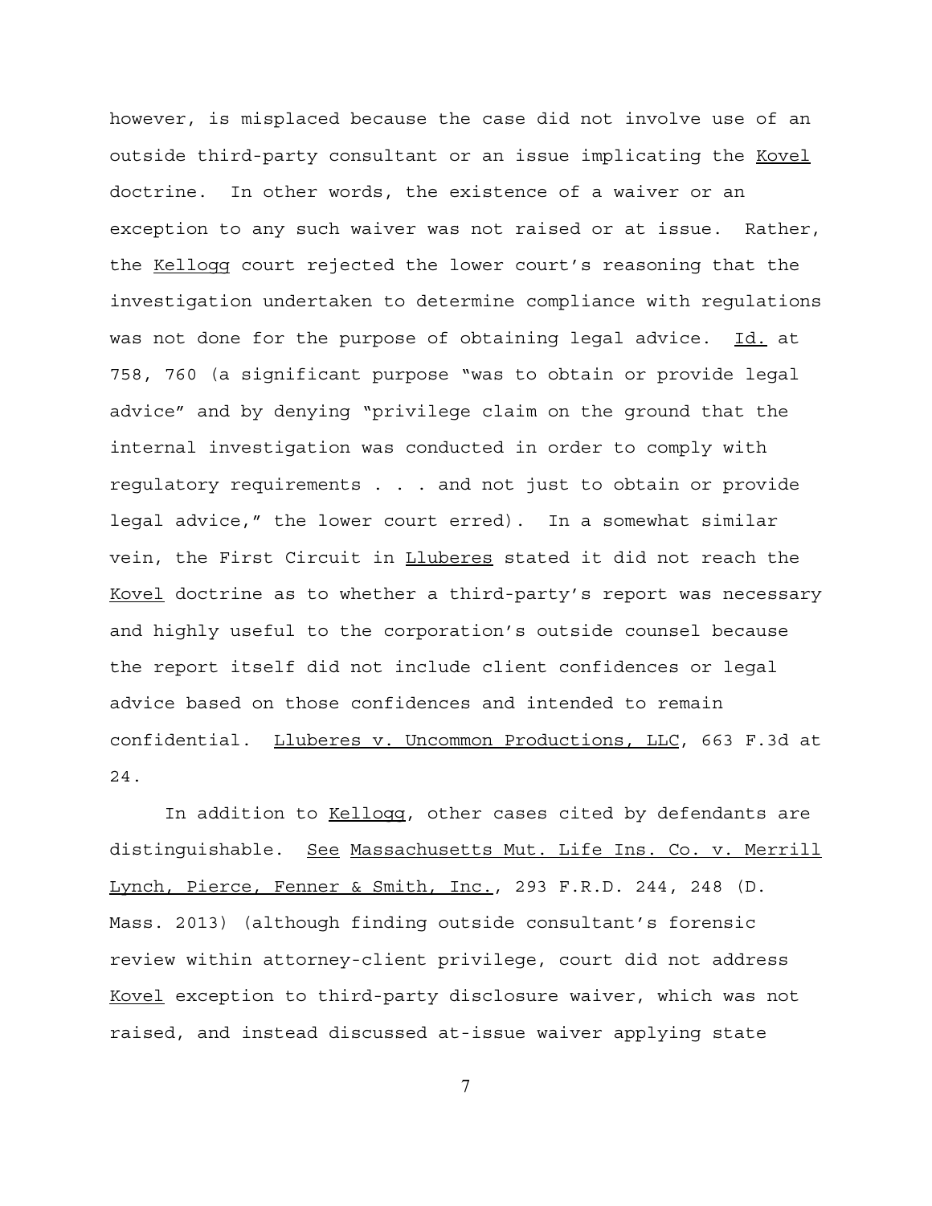however, is misplaced because the case did not involve use of an outside third-party consultant or an issue implicating the Kovel doctrine. In other words, the existence of a waiver or an exception to any such waiver was not raised or at issue. Rather, the Kellogg court rejected the lower court's reasoning that the investigation undertaken to determine compliance with regulations was not done for the purpose of obtaining legal advice. Id. at 758, 760 (a significant purpose "was to obtain or provide legal advice" and by denying "privilege claim on the ground that the internal investigation was conducted in order to comply with regulatory requirements . . . and not just to obtain or provide legal advice," the lower court erred). In a somewhat similar vein, the First Circuit in Lluberes stated it did not reach the Kovel doctrine as to whether a third-party's report was necessary and highly useful to the corporation's outside counsel because the report itself did not include client confidences or legal advice based on those confidences and intended to remain confidential. Lluberes v. Uncommon Productions, LLC, 663 F.3d at 24.

In addition to Kellogg, other cases cited by defendants are distinguishable. See Massachusetts Mut. Life Ins. Co. v. Merrill Lynch, Pierce, Fenner & Smith, Inc., 293 F.R.D. 244, 248 (D. Mass. 2013) (although finding outside consultant's forensic review within attorney-client privilege, court did not address Kovel exception to third-party disclosure waiver, which was not raised, and instead discussed at-issue waiver applying state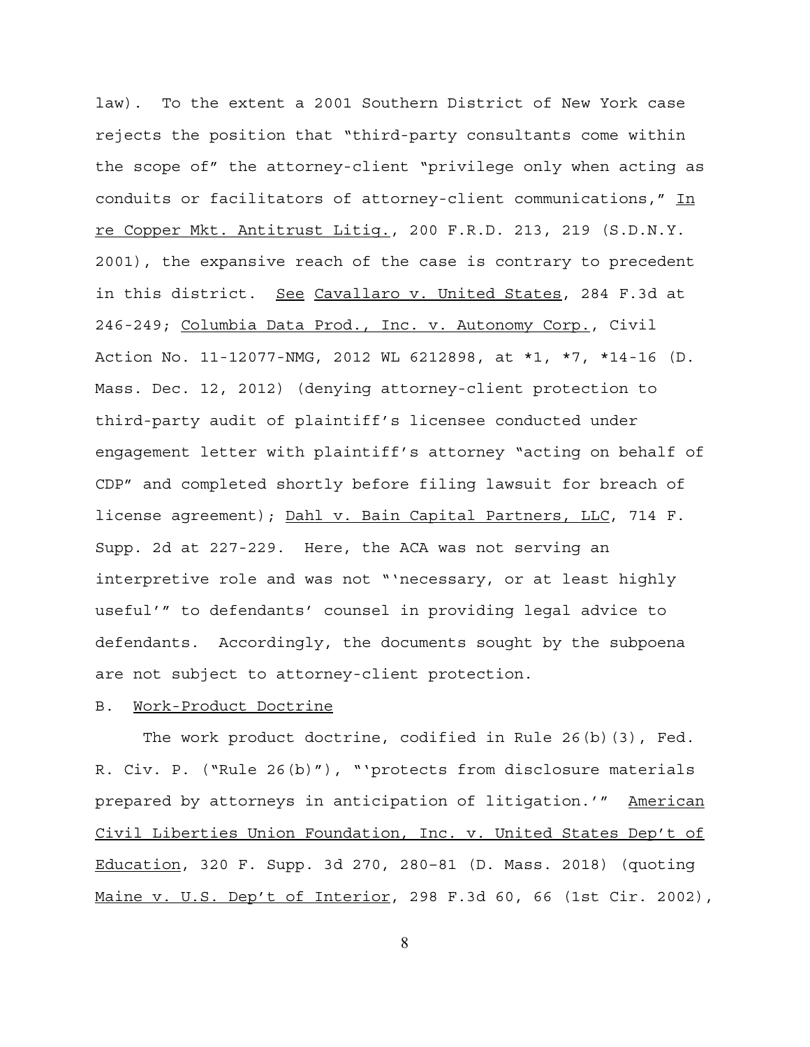law). To the extent a 2001 Southern District of New York case rejects the position that "third-party consultants come within the scope of" the attorney-client "privilege only when acting as conduits or facilitators of attorney-client communications," In re Copper Mkt. Antitrust Litig., 200 F.R.D. 213, 219 (S.D.N.Y. 2001), the expansive reach of the case is contrary to precedent in this district. See Cavallaro v. United States, 284 F.3d at 246-249; Columbia Data Prod., Inc. v. Autonomy Corp., Civil Action No. 11-12077-NMG, 2012 WL 6212898, at *1, *7, *14-16 (D. Mass. Dec. 12, 2012) (denying attorney-client protection to third-party audit of plaintiff's licensee conducted under engagement letter with plaintiff's attorney "acting on behalf of CDP" and completed shortly before filing lawsuit for breach of license agreement); Dahl v. Bain Capital Partners, LLC, 714 F. Supp. 2d at 227-229. Here, the ACA was not serving an interpretive role and was not "'necessary, or at least highly useful'" to defendants' counsel in providing legal advice to defendants. Accordingly, the documents sought by the subpoena are not subject to attorney-client protection.

B. Work-Product Doctrine

The work product doctrine, codified in Rule 26(b)(3), Fed. R. Civ. P. ("Rule 26(b)"), "'protects from disclosure materials prepared by attorneys in anticipation of litigation.'" American Civil Liberties Union Foundation, Inc. v. United States Dep't of Education, 320 F. Supp. 3d 270, 280–81 (D. Mass. 2018) (quoting Maine v. U.S. Dep't of Interior, 298 F.3d 60, 66 (1st Cir. 2002),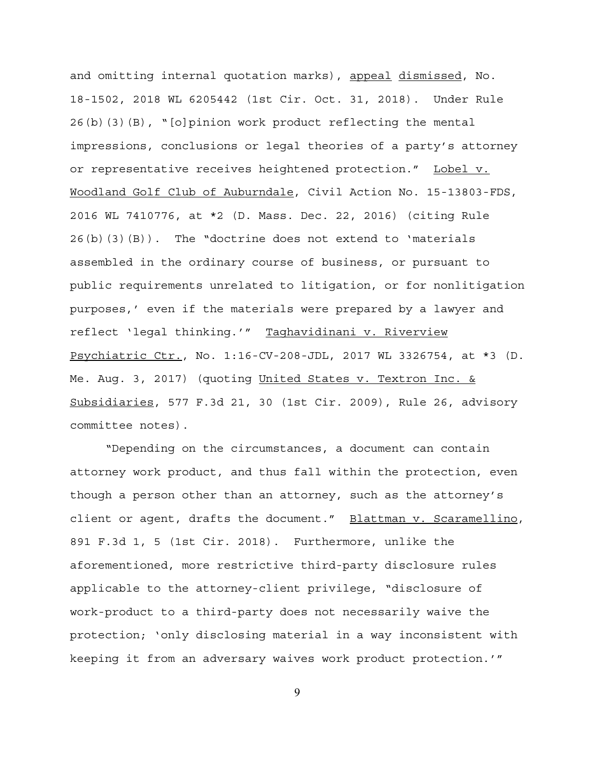and omitting internal quotation marks), appeal dismissed, No. 18-1502, 2018 WL 6205442 (1st Cir. Oct. 31, 2018). Under Rule 26(b)(3)(B), "[o]pinion work product reflecting the mental impressions, conclusions or legal theories of a party's attorney or representative receives heightened protection." Lobel v. Woodland Golf Club of Auburndale, Civil Action No. 15-13803-FDS, 2016 WL 7410776, at *2 (D. Mass. Dec. 22, 2016) (citing Rule 26(b)(3)(B)). The "doctrine does not extend to 'materials assembled in the ordinary course of business, or pursuant to public requirements unrelated to litigation, or for nonlitigation purposes,' even if the materials were prepared by a lawyer and reflect 'legal thinking.'" Taghavidinani v. Riverview Psychiatric Ctr., No. 1:16-CV-208-JDL, 2017 WL 3326754, at *3 (D. Me. Aug. 3, 2017) (quoting United States v. Textron Inc. & Subsidiaries, 577 F.3d 21, 30 (1st Cir. 2009), Rule 26, advisory committee notes).

"Depending on the circumstances, a document can contain attorney work product, and thus fall within the protection, even though a person other than an attorney, such as the attorney's client or agent, drafts the document." Blattman v. Scaramellino, 891 F.3d 1, 5 (1st Cir. 2018). Furthermore, unlike the aforementioned, more restrictive third-party disclosure rules applicable to the attorney-client privilege, "disclosure of work-product to a third-party does not necessarily waive the protection; 'only disclosing material in a way inconsistent with keeping it from an adversary waives work product protection.'"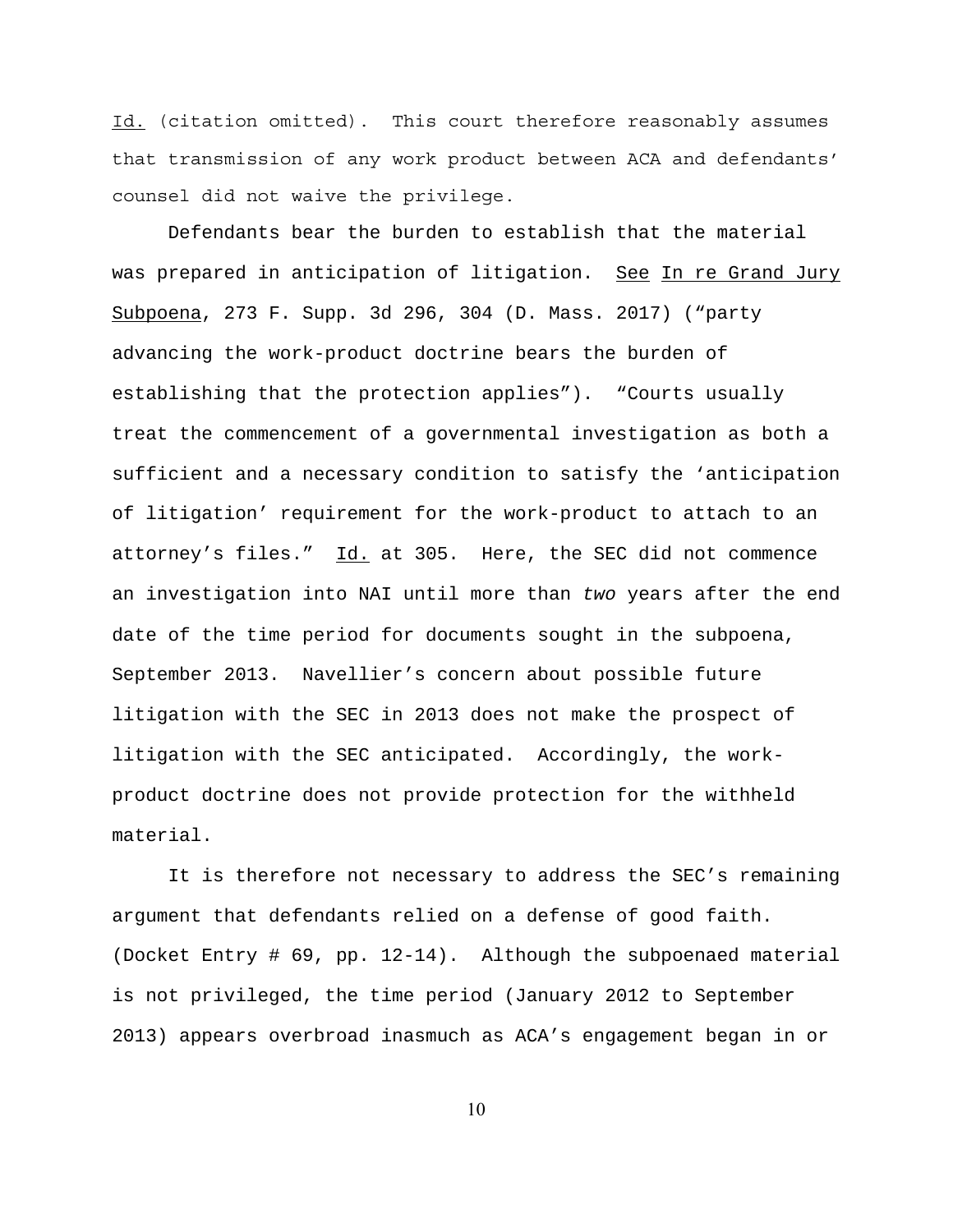Id. (citation omitted). This court therefore reasonably assumes that transmission of any work product between ACA and defendants' counsel did not waive the privilege.

Defendants bear the burden to establish that the material was prepared in anticipation of litigation. See In re Grand Jury Subpoena, 273 F. Supp. 3d 296, 304 (D. Mass. 2017) ("party advancing the work-product doctrine bears the burden of establishing that the protection applies"). "Courts usually treat the commencement of a governmental investigation as both a sufficient and a necessary condition to satisfy the 'anticipation of litigation' requirement for the work-product to attach to an attorney's files." Id. at 305. Here, the SEC did not commence an investigation into NAI until more than *two* years after the end date of the time period for documents sought in the subpoena, September 2013. Navellier's concern about possible future litigation with the SEC in 2013 does not make the prospect of litigation with the SEC anticipated. Accordingly, the work-product doctrine does not provide protection for the withheld material.

It is therefore not necessary to address the SEC's remaining argument that defendants relied on a defense of good faith. (Docket Entry # 69, pp. 12-14). Although the subpoenaed material is not privileged, the time period (January 2012 to September 2013) appears overbroad inasmuch as ACA's engagement began in or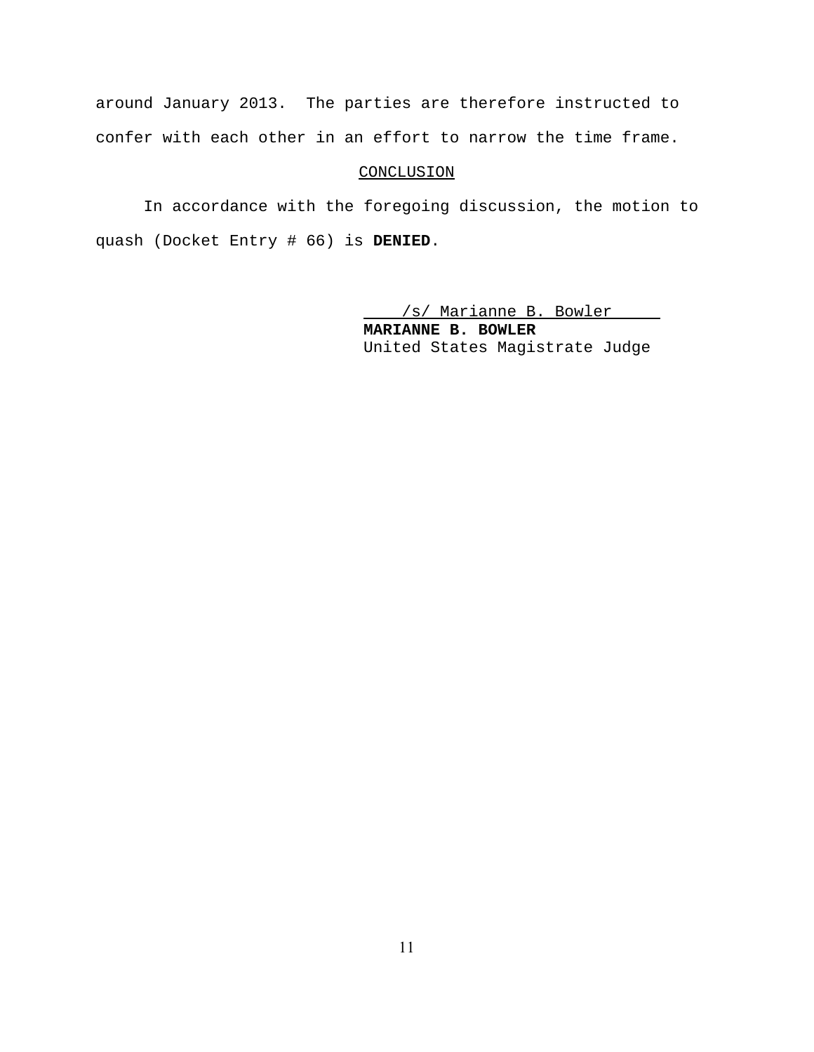around January 2013. The parties are therefore instructed to confer with each other in an effort to narrow the time frame.

## CONCLUSION

In accordance with the foregoing discussion, the motion to quash (Docket Entry # 66) is **DENIED**.

/s/ Marianne B. Bowler
**MARIANNE B. BOWLER**
United States Magistrate Judge